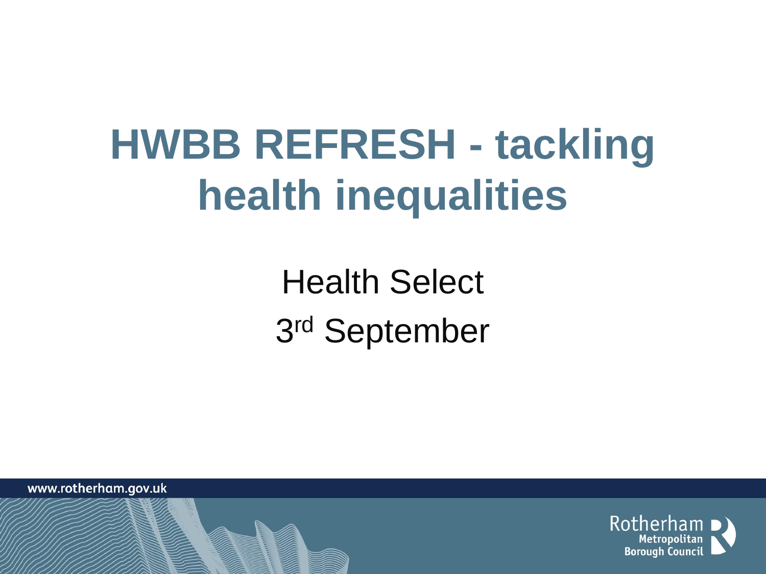# HWBB REFRESH - tackling health inequalities

Health Select

3rd September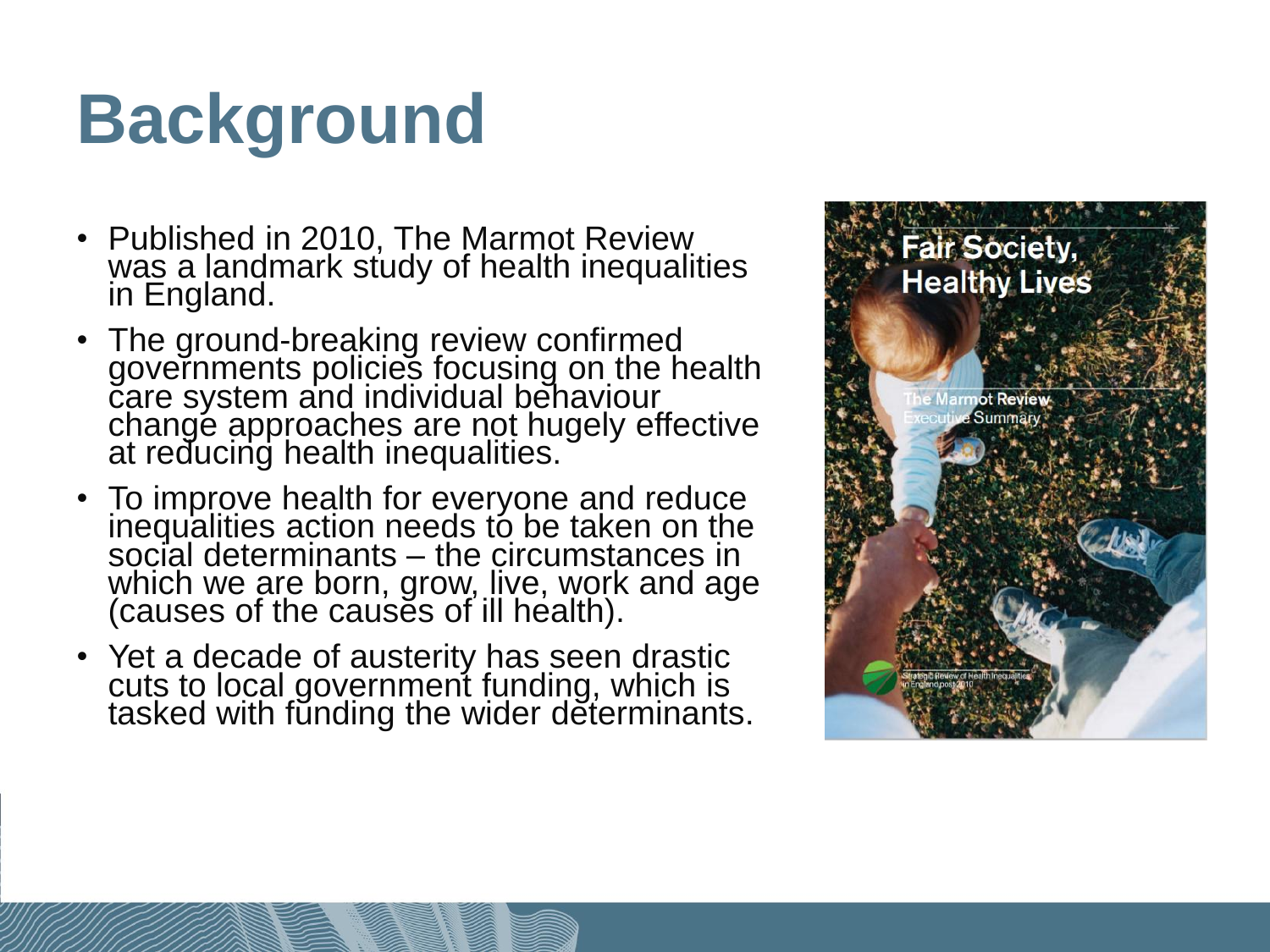# Background

- Published in 2010, The Marmot Review was a landmark study of health inequalities in England.
- The ground-breaking review confirmed governments policies focusing on the health care system and individual behaviour change approaches are not hugely effective at reducing health inequalities.
- To improve health for everyone and reduce inequalities action needs to be taken on the social determinants – the circumstances in which we are born, grow, live, work and age (causes of the causes of ill health).
- Yet a decade of austerity has seen drastic cuts to local government funding, which is tasked with funding the wider determinants.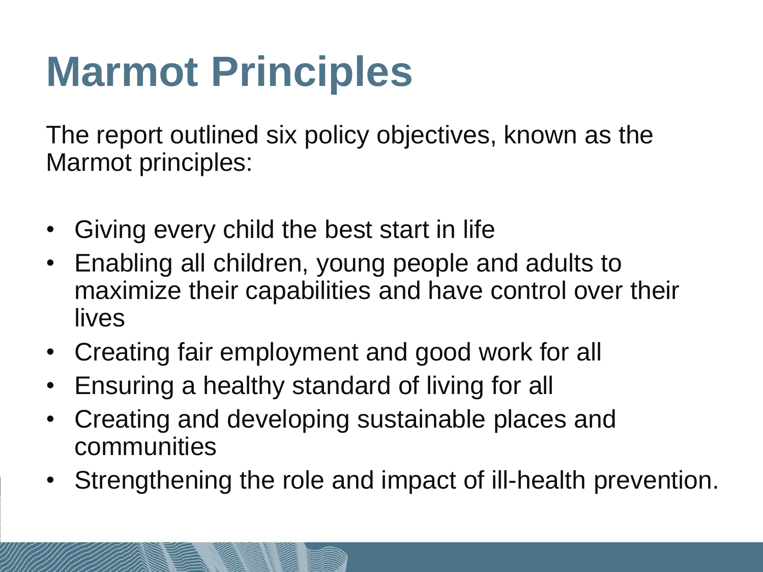# Marmot Principles

The report outlined six policy objectives, known as the Marmot principles:

- Giving every child the best start in life
- Enabling all children, young people and adults to maximize their capabilities and have control over their lives
- Creating fair employment and good work for all
- Ensuring a healthy standard of living for all
- Creating and developing sustainable places and communities
- Strengthening the role and impact of ill-health prevention.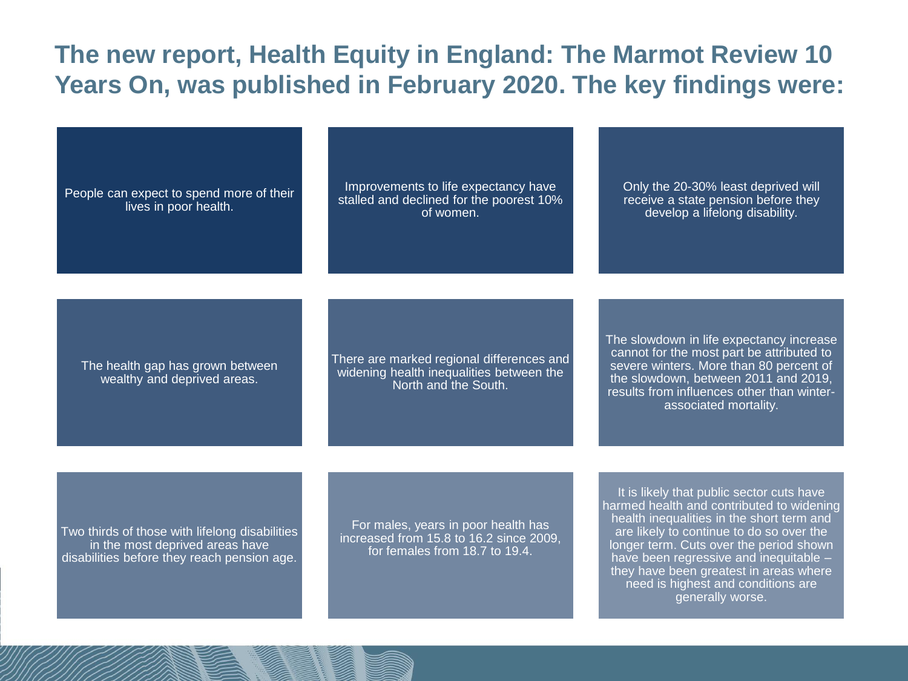# The new report, Health Equity in England: The Marmot Review 10 Years On, was published in February 2020. The key findings were:

- People can expect to spend more of their lives in poor health.
- Improvements to life expectancy have stalled and declined for the poorest 10% of women.
- Only the 20-30% least deprived will receive a state pension before they develop a lifelong disability.
- The health gap has grown between wealthy and deprived areas.
- There are marked regional differences and widening health inequalities between the North and the South.
- The slowdown in life expectancy increase cannot for the most part be attributed to severe winters. More than 80 percent of the slowdown, between 2011 and 2019, results from influences other than winter-associated mortality.
- Two thirds of those with lifelong disabilities in the most deprived areas have disabilities before they reach pension age.
- For males, years in poor health has increased from 15.8 to 16.2 since 2009, for females from 18.7 to 19.4.
- It is likely that public sector cuts have harmed health and contributed to widening health inequalities in the short term and are likely to continue to do so over the longer term. Cuts over the period shown have been regressive and inequitable – they have been greatest in areas where need is highest and conditions are generally worse.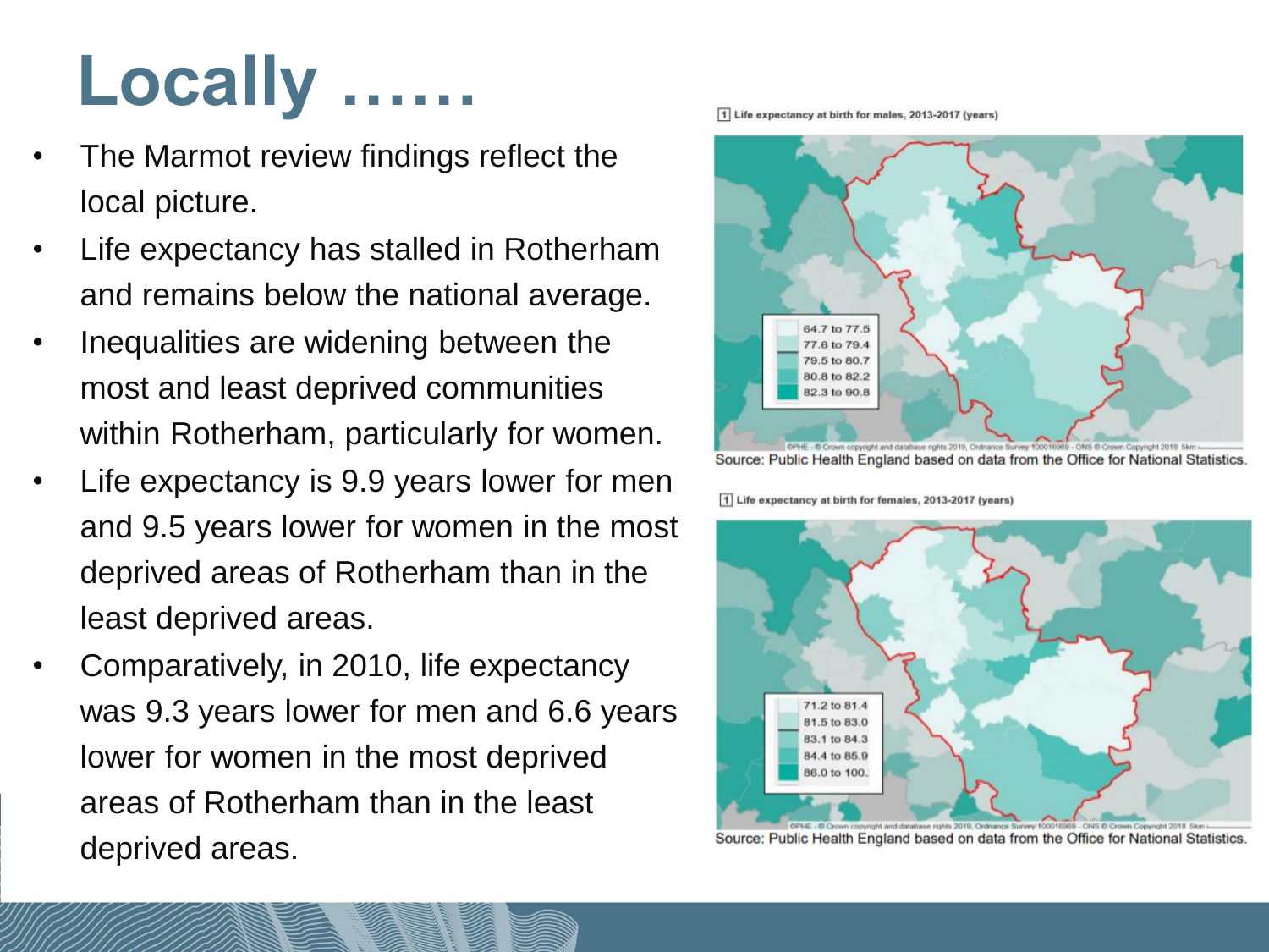# Locally ……

- The Marmot review findings reflect the local picture.
- Life expectancy has stalled in Rotherham and remains below the national average.
- Inequalities are widening between the most and least deprived communities within Rotherham, particularly for women.
- Life expectancy is 9.9 years lower for men and 9.5 years lower for women in the most deprived areas of Rotherham than in the least deprived areas.
- Comparatively, in 2010, life expectancy was 9.3 years lower for men and 6.6 years lower for women in the most deprived areas of Rotherham than in the least deprived areas.

1 Life expectancy at birth for males, 2013-2017 (years)

| Legend |
|---|
| 64.7 to 77.5 |
| 77.6 to 79.4 |
| 79.5 to 80.7 |
| 80.8 to 82.2 |
| 82.3 to 90.8 |

Source: Public Health England based on data from the Office for National Statistics.

1 Life expectancy at birth for females, 2013-2017 (years)

| Legend |
|---|
| 71.2 to 81.4 |
| 81.5 to 83.0 |
| 83.1 to 84.3 |
| 84.4 to 85.9 |
| 86.0 to 100. |

Source: Public Health England based on data from the Office for National Statistics.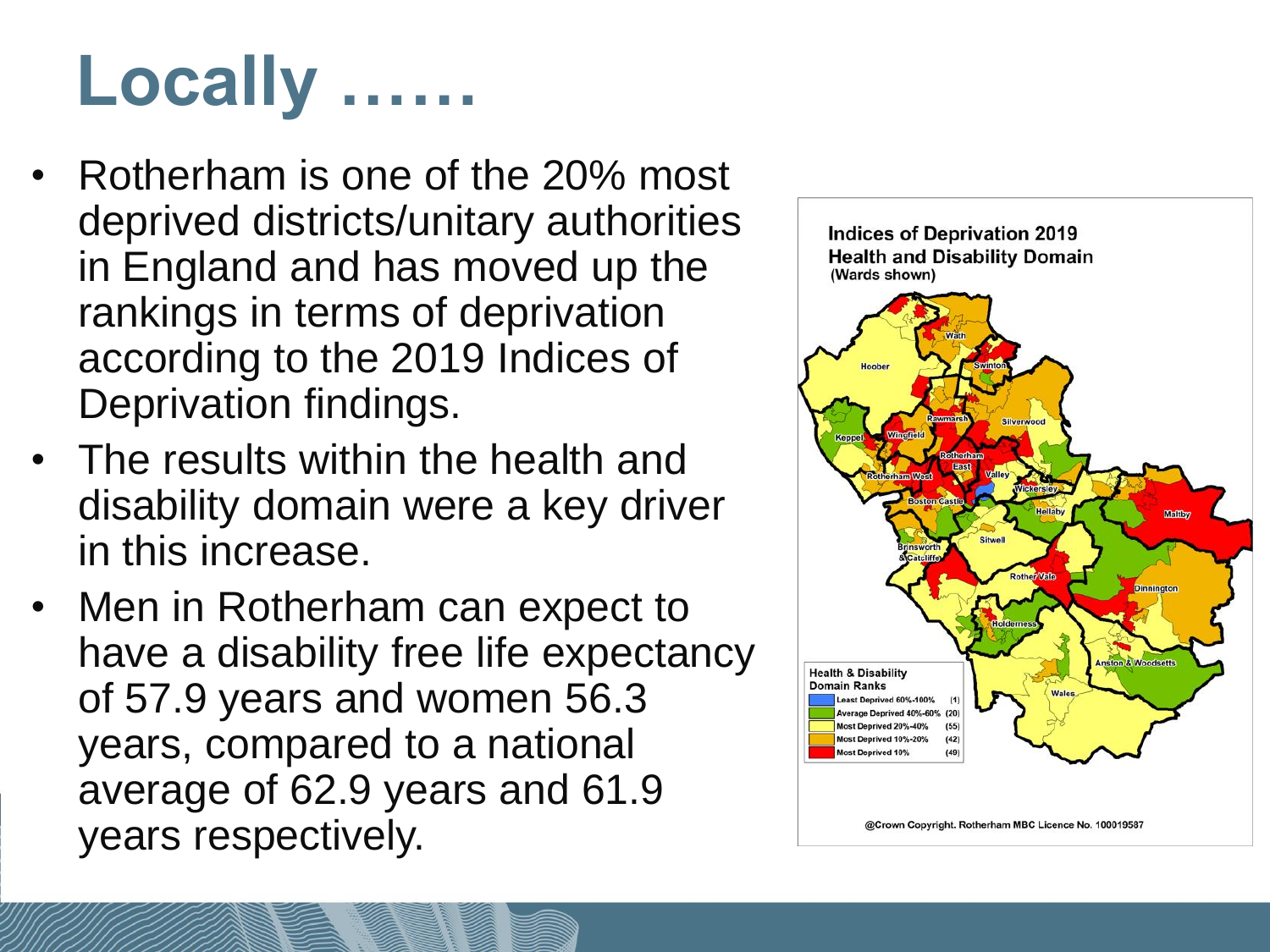# Locally ……

- Rotherham is one of the 20% most deprived districts/unitary authorities in England and has moved up the rankings in terms of deprivation according to the 2019 Indices of Deprivation findings.
- The results within the health and disability domain were a key driver in this increase.
- Men in Rotherham can expect to have a disability free life expectancy of 57.9 years and women 56.3 years, compared to a national average of 62.9 years and 61.9 years respectively.

**Indices of Deprivation 2019**
**Health and Disability Domain**
(Wards shown)

Wath, Hoober, Swinton, Rawmarsh, Silverwood, Keppel, Wingfield, Rotherham East, Rotherham West, Valley, Wickersley, Boston Castle, Hellaby, Maltby, Sitwell, Brinsworth & Catcliffe, Rother Vale, Dinnington, Holderness, Anston & Woodsetts, Wales

**Health & Disability Domain Ranks**

| Rank | Count |
| --- | --- |
| Least Deprived 60%-100% | (1) |
| Average Deprived 40%-60% | (20) |
| Most Deprived 20%-40% | (55) |
| Most Deprived 10%-20% | (42) |
| Most Deprived 10% | (49) |

@Crown Copyright. Rotherham MBC Licence No. 100019587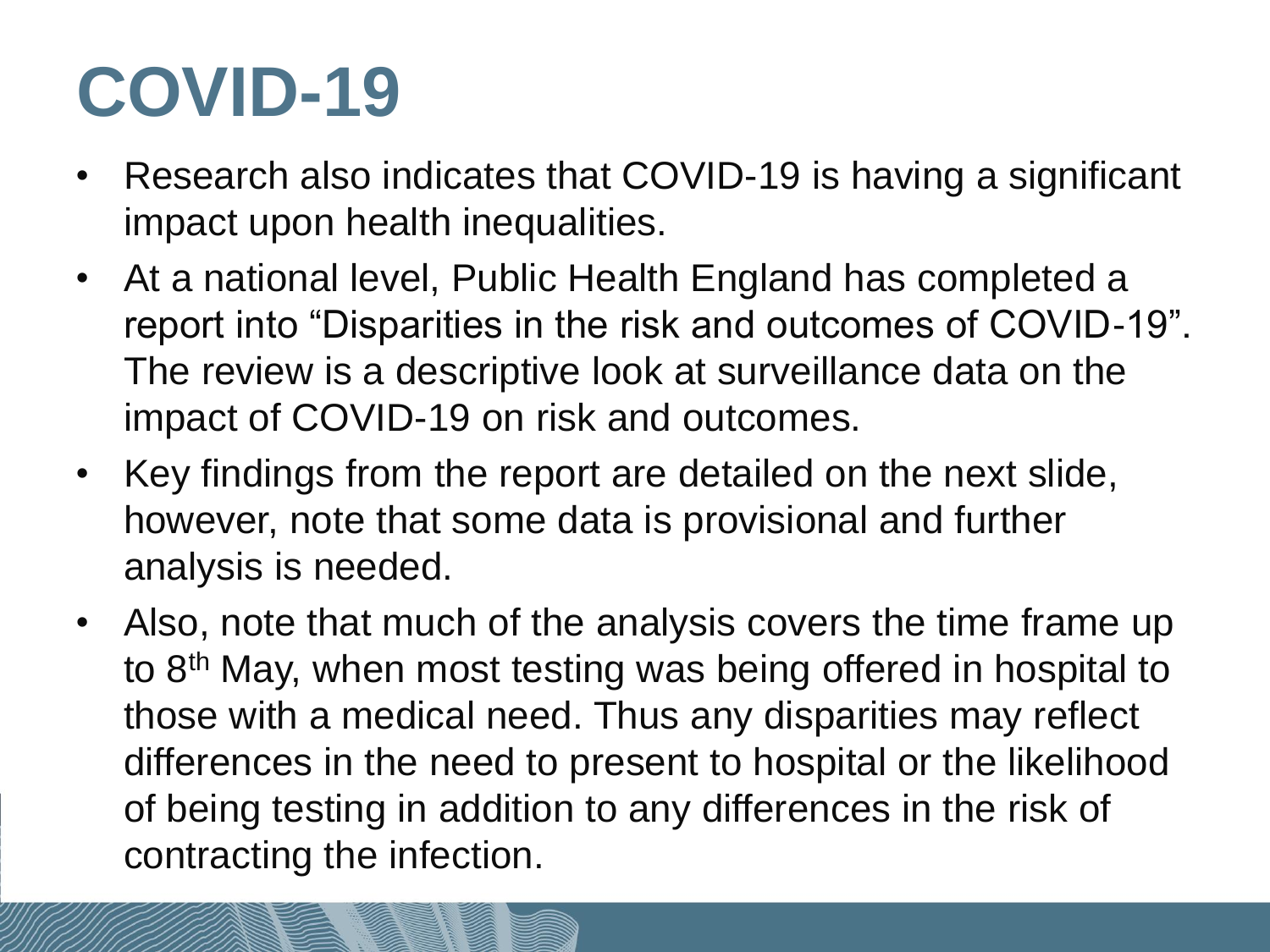# COVID-19

- Research also indicates that COVID-19 is having a significant impact upon health inequalities.
- At a national level, Public Health England has completed a report into "Disparities in the risk and outcomes of COVID-19". The review is a descriptive look at surveillance data on the impact of COVID-19 on risk and outcomes.
- Key findings from the report are detailed on the next slide, however, note that some data is provisional and further analysis is needed.
- Also, note that much of the analysis covers the time frame up to 8th May, when most testing was being offered in hospital to those with a medical need. Thus any disparities may reflect differences in the need to present to hospital or the likelihood of being testing in addition to any differences in the risk of contracting the infection.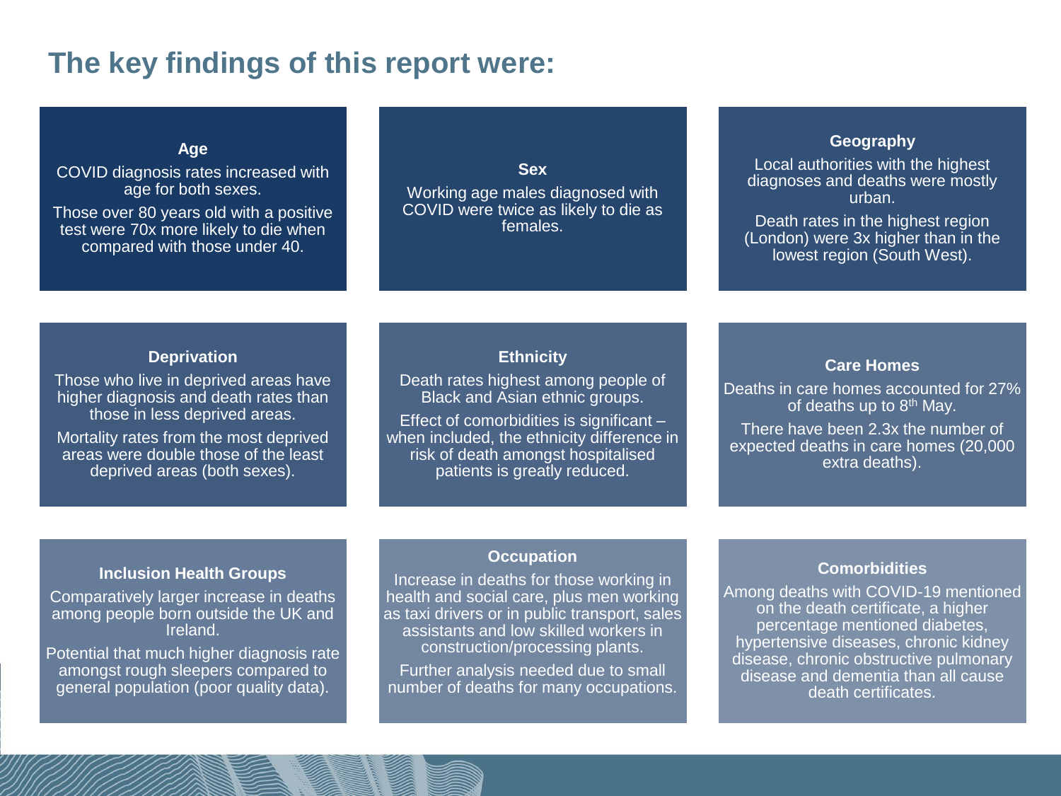## The key findings of this report were:

### Age

COVID diagnosis rates increased with age for both sexes.

Those over 80 years old with a positive test were 70x more likely to die when compared with those under 40.

### Sex

Working age males diagnosed with COVID were twice as likely to die as females.

### Geography

Local authorities with the highest diagnoses and deaths were mostly urban.

Death rates in the highest region (London) were 3x higher than in the lowest region (South West).

### Deprivation

Those who live in deprived areas have higher diagnosis and death rates than those in less deprived areas.

Mortality rates from the most deprived areas were double those of the least deprived areas (both sexes).

### Ethnicity

Death rates highest among people of Black and Asian ethnic groups.

Effect of comorbidities is significant – when included, the ethnicity difference in risk of death amongst hospitalised patients is greatly reduced.

### Care Homes

Deaths in care homes accounted for 27% of deaths up to 8th May.

There have been 2.3x the number of expected deaths in care homes (20,000 extra deaths).

### Inclusion Health Groups

Comparatively larger increase in deaths among people born outside the UK and Ireland.

Potential that much higher diagnosis rate amongst rough sleepers compared to general population (poor quality data).

### Occupation

Increase in deaths for those working in health and social care, plus men working as taxi drivers or in public transport, sales assistants and low skilled workers in construction/processing plants.

Further analysis needed due to small number of deaths for many occupations.

### Comorbidities

Among deaths with COVID-19 mentioned on the death certificate, a higher percentage mentioned diabetes, hypertensive diseases, chronic kidney disease, chronic obstructive pulmonary disease and dementia than all cause death certificates.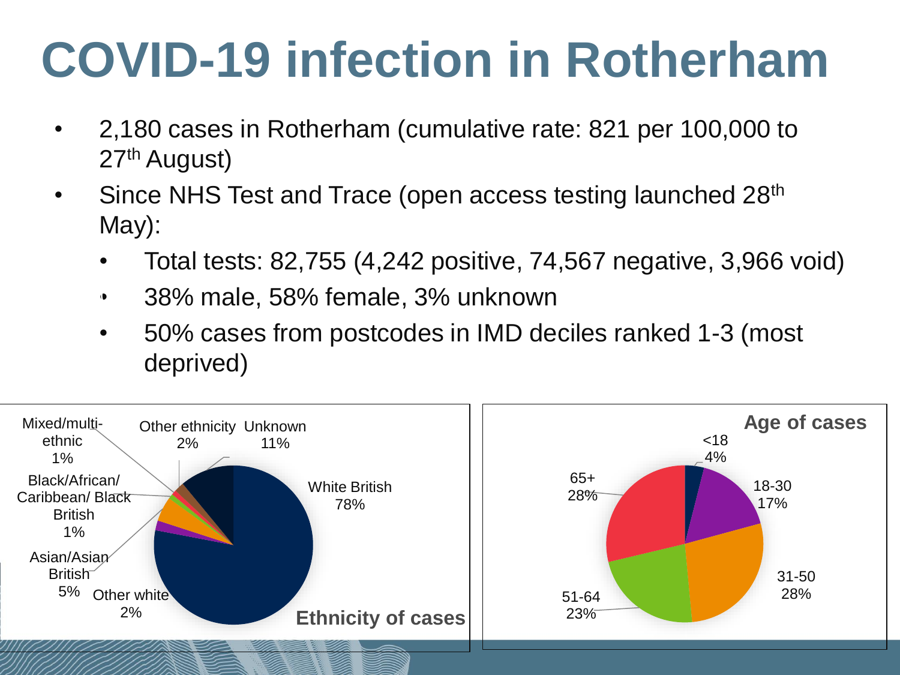# COVID-19 infection in Rotherham

- 2,180 cases in Rotherham (cumulative rate: 821 per 100,000 to 27th August)
- Since NHS Test and Trace (open access testing launched 28th May):
  - Total tests: 82,755 (4,242 positive, 74,567 negative, 3,966 void)
  - 38% male, 58% female, 3% unknown
  - 50% cases from postcodes in IMD deciles ranked 1-3 (most deprived)

**Ethnicity of cases**

| Ethnicity | % |
| --- | --- |
| White British | 78% |
| Other white | 2% |
| Asian/Asian British | 5% |
| Black/African/Caribbean/Black British | 1% |
| Mixed/multi-ethnic | 1% |
| Other ethnicity | 2% |
| Unknown | 11% |

**Age of cases**

| Age | % |
| --- | --- |
| <18 | 4% |
| 18-30 | 17% |
| 31-50 | 28% |
| 51-64 | 23% |
| 65+ | 28% |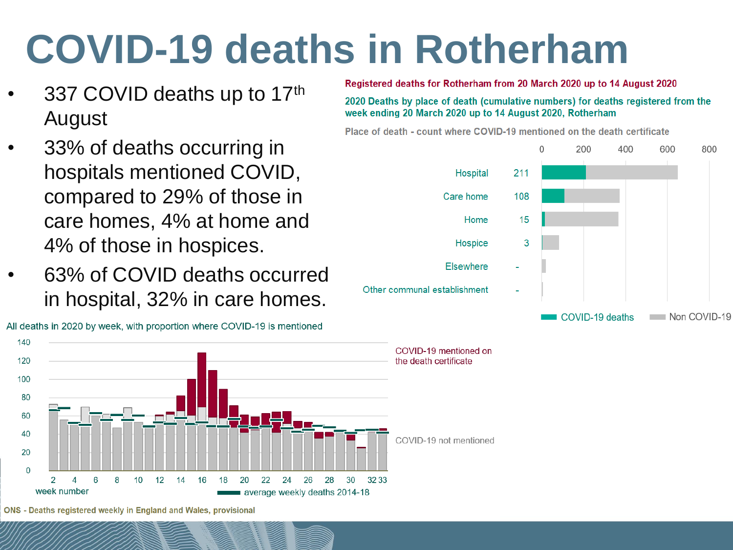# COVID-19 deaths in Rotherham

- 337 COVID deaths up to 17th August
- 33% of deaths occurring in hospitals mentioned COVID, compared to 29% of those in care homes, 4% at home and 4% of those in hospices.
- 63% of COVID deaths occurred in hospital, 32% in care homes.

**Registered deaths for Rotherham from 20 March 2020 up to 14 August 2020**

**2020 Deaths by place of death (cumulative numbers) for deaths registered from the week ending 20 March 2020 up to 14 August 2020, Rotherham**

**Place of death - count where COVID-19 mentioned on the death certificate**

| Place of death | COVID-19 deaths |
|---|---|
| Hospital | 211 |
| Care home | 108 |
| Home | 15 |
| Hospice | 3 |
| Elsewhere | - |
| Other communal establishment | - |

COVID-19 deaths | Non COVID-19

All deaths in 2020 by week, with proportion where COVID-19 is mentioned

COVID-19 mentioned on the death certificate

COVID-19 not mentioned

week number

average weekly deaths 2014-18

ONS - Deaths registered weekly in England and Wales, provisional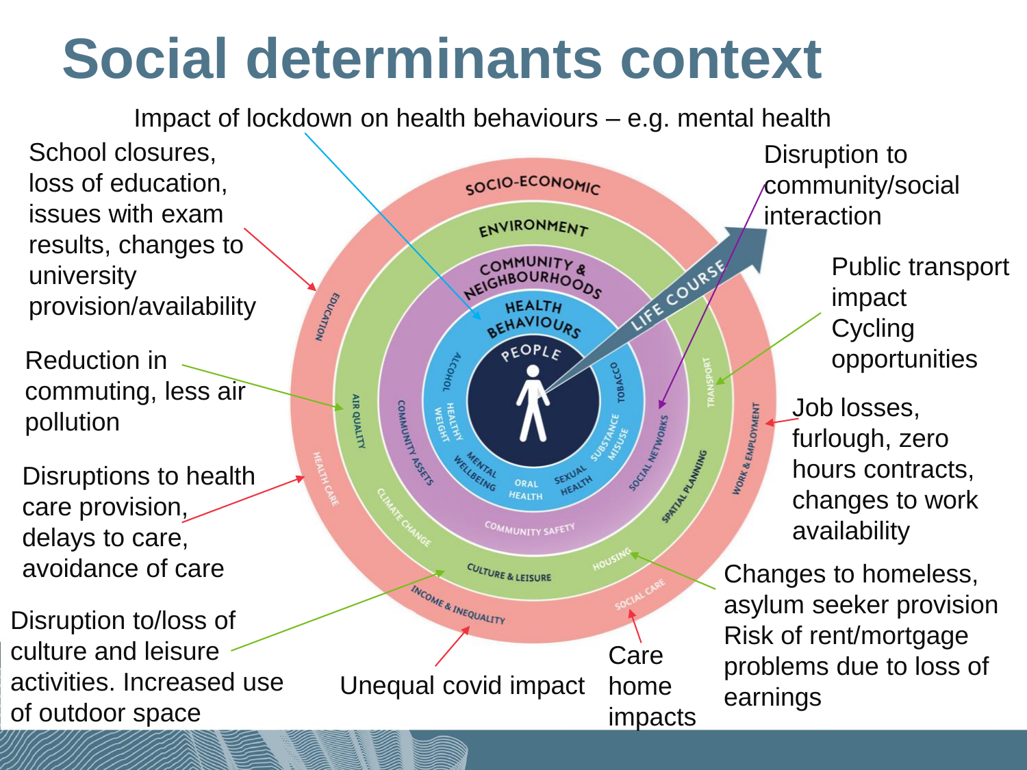# Social determinants context

Impact of lockdown on health behaviours – e.g. mental health

School closures, loss of education, issues with exam results, changes to university provision/availability

Reduction in commuting, less air pollution

Disruptions to health care provision, delays to care, avoidance of care

Disruption to/loss of culture and leisure activities. Increased use of outdoor space

Unequal covid impact

Care home impacts

Changes to homeless, asylum seeker provision
Risk of rent/mortgage problems due to loss of earnings

Job losses, furlough, zero hours contracts, changes to work availability

Public transport impact
Cycling opportunities

Disruption to community/social interaction

SOCIO-ECONOMIC
ENVIRONMENT
COMMUNITY & NEIGHBOURHOODS
HEALTH BEHAVIOURS
PEOPLE
LIFE COURSE

EDUCATION, HEALTH CARE, INCOME & INEQUALITY, SOCIAL CARE, WORK & EMPLOYMENT

AIR QUALITY, CLIMATE CHANGE, CULTURE & LEISURE, HOUSING, SPATIAL PLANNING, TRANSPORT

COMMUNITY ASSETS, COMMUNITY SAFETY, SOCIAL NETWORKS

ALCOHOL, HEALTHY WEIGHT, MENTAL WELLBEING, ORAL HEALTH, SEXUAL HEALTH, SUBSTANCE MISUSE, TOBACCO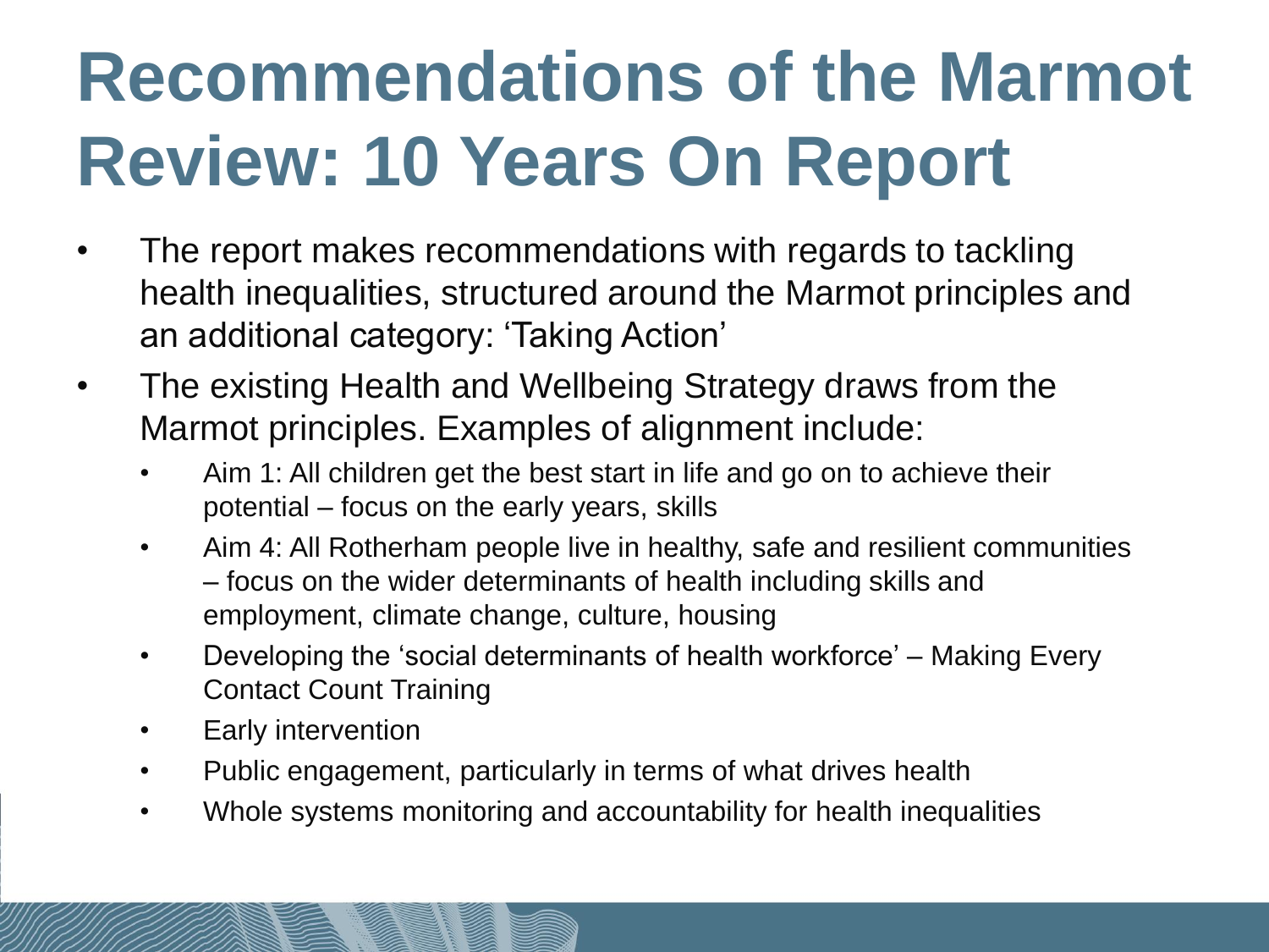# Recommendations of the Marmot Review: 10 Years On Report

- The report makes recommendations with regards to tackling health inequalities, structured around the Marmot principles and an additional category: 'Taking Action'
- The existing Health and Wellbeing Strategy draws from the Marmot principles. Examples of alignment include:
  - Aim 1: All children get the best start in life and go on to achieve their potential – focus on the early years, skills
  - Aim 4: All Rotherham people live in healthy, safe and resilient communities – focus on the wider determinants of health including skills and employment, climate change, culture, housing
  - Developing the 'social determinants of health workforce' – Making Every Contact Count Training
  - Early intervention
  - Public engagement, particularly in terms of what drives health
  - Whole systems monitoring and accountability for health inequalities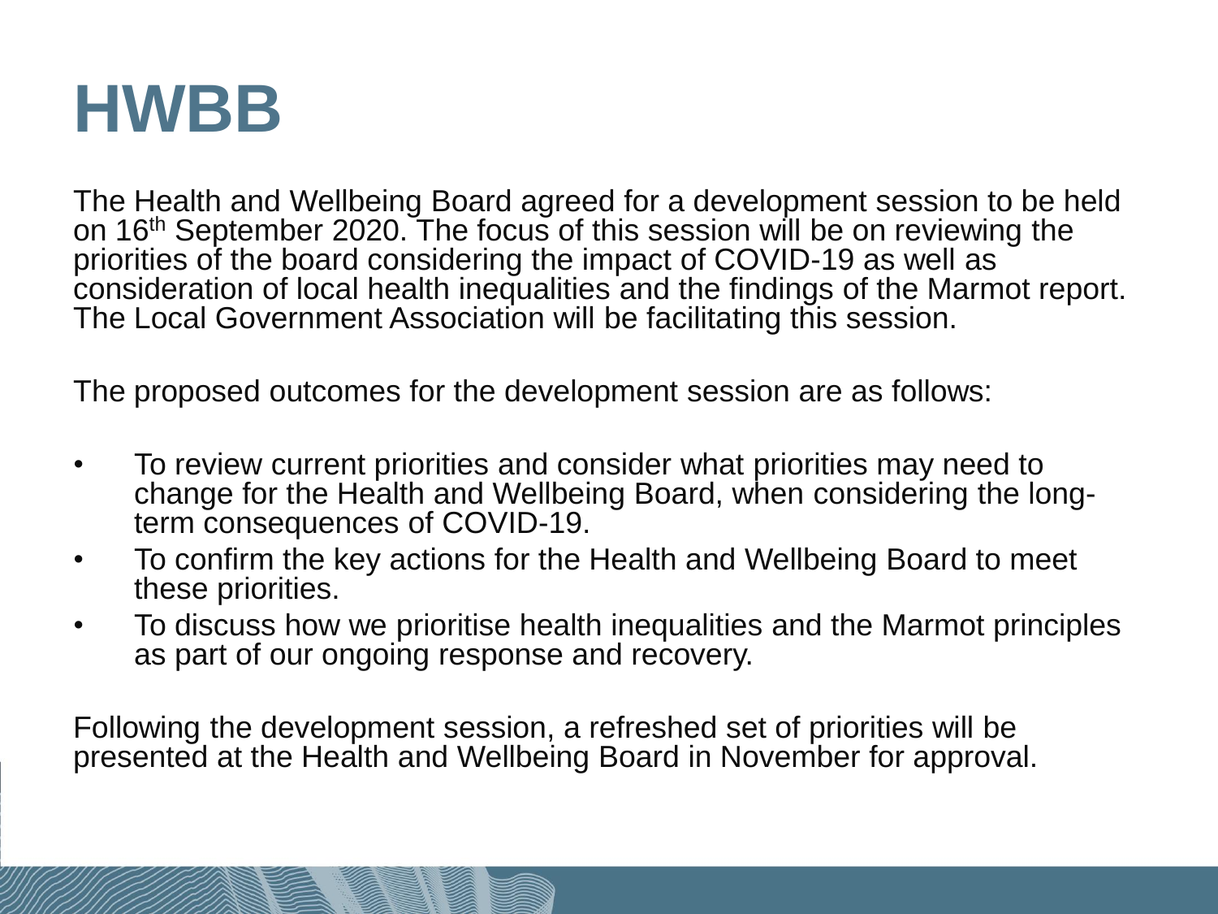# HWBB

The Health and Wellbeing Board agreed for a development session to be held on 16th September 2020. The focus of this session will be on reviewing the priorities of the board considering the impact of COVID-19 as well as consideration of local health inequalities and the findings of the Marmot report. The Local Government Association will be facilitating this session.

The proposed outcomes for the development session are as follows:

- To review current priorities and consider what priorities may need to change for the Health and Wellbeing Board, when considering the long-term consequences of COVID-19.
- To confirm the key actions for the Health and Wellbeing Board to meet these priorities.
- To discuss how we prioritise health inequalities and the Marmot principles as part of our ongoing response and recovery.

Following the development session, a refreshed set of priorities will be presented at the Health and Wellbeing Board in November for approval.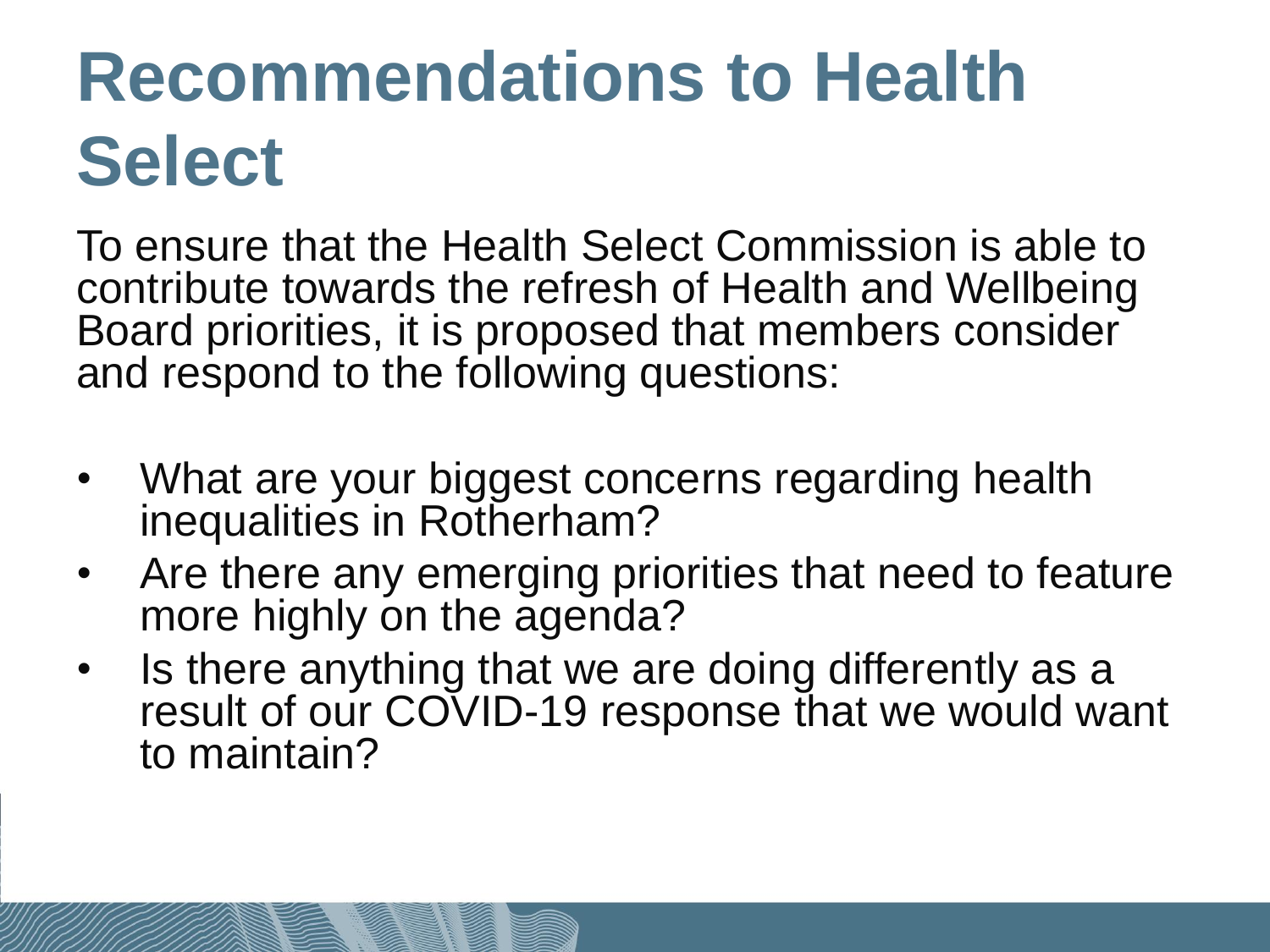# Recommendations to Health Select

To ensure that the Health Select Commission is able to contribute towards the refresh of Health and Wellbeing Board priorities, it is proposed that members consider and respond to the following questions:

- What are your biggest concerns regarding health inequalities in Rotherham?
- Are there any emerging priorities that need to feature more highly on the agenda?
- Is there anything that we are doing differently as a result of our COVID-19 response that we would want to maintain?